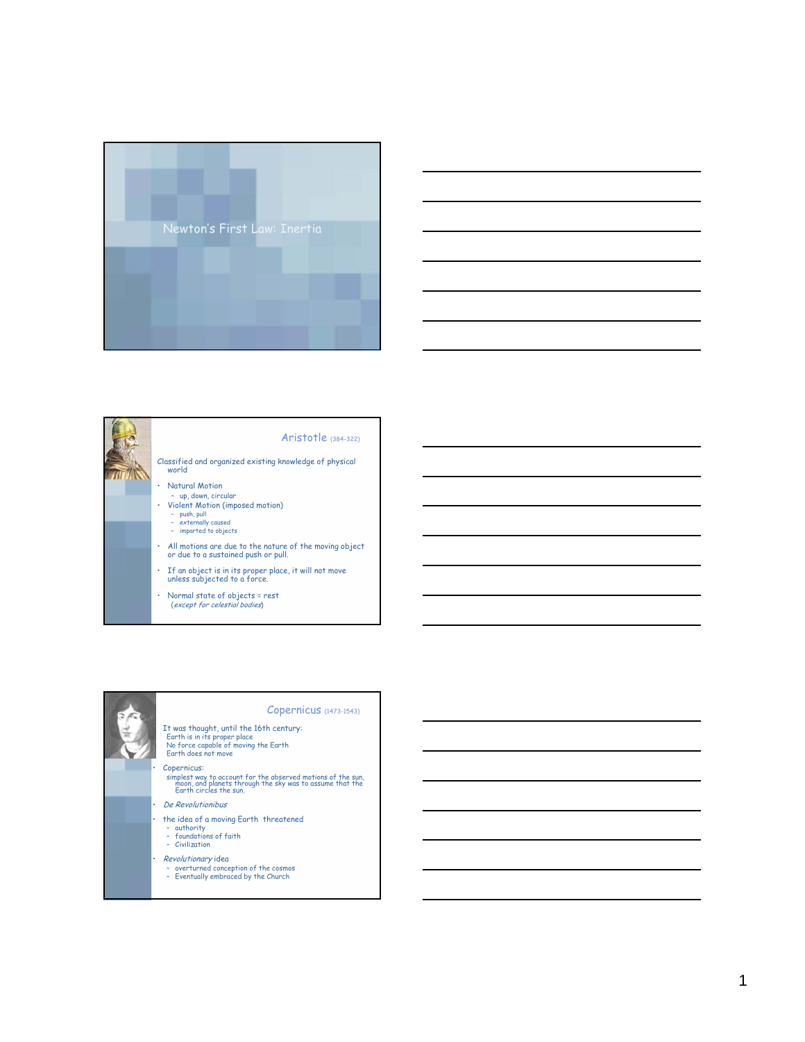# Newton's First Law: Inertia

## Aristotle (384-322)

Classified and organized existing knowledge of physical world

- Natural Motion
  - up, down, circular
- Violent Motion (imposed motion)
  - push, pull
  - externally caused
  - imparted to objects
- All motions are due to the nature of the moving object or due to a sustained push or pull.
- If an object is in its proper place, it will not move unless subjected to a force.
- Normal state of objects = rest
  (*except for celestial bodies*)

## Copernicus (1473-1543)

It was thought, until the 16th century:
Earth is in its proper place
No force capable of moving the Earth
Earth does not move

- Copernicus:
  simplest way to account for the observed motions of the sun, moon, and planets through the sky was to assume that the Earth circles the sun.
- *De Revolutionibus*
- the idea of a moving Earth threatened
  - authority
  - foundations of faith
  - Civilization
- *Revolutionary* idea
  - overturned conception of the cosmos
  - Eventually embraced by the Church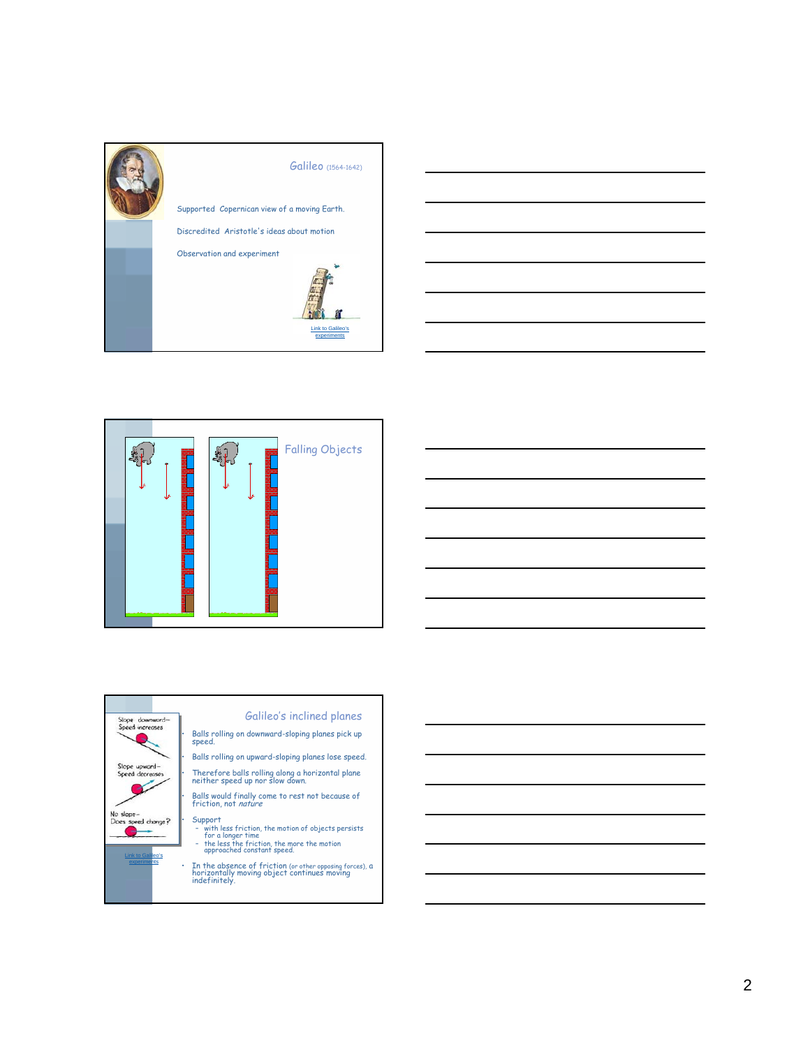## Galileo (1564-1642)

Supported Copernican view of a moving Earth.

Discredited Aristotle's ideas about motion

Observation and experiment

Link to Galileo's experiments

## Falling Objects

## Galileo's inclined planes

Slope downward– Speed increases

Slope upward– Speed decreases

No slope– Does speed change?

Link to Galileo's experiments

- Balls rolling on downward-sloping planes pick up speed.
- Balls rolling on upward-sloping planes lose speed.
- Therefore balls rolling along a horizontal plane neither speed up nor slow down.
- Balls would finally come to rest not because of friction, not *nature*
- Support
  - with less friction, the motion of objects persists for a longer time
  - the less the friction, the more the motion approached constant speed.
- In the absence of friction (or other opposing forces), a horizontally moving object continues moving indefinitely.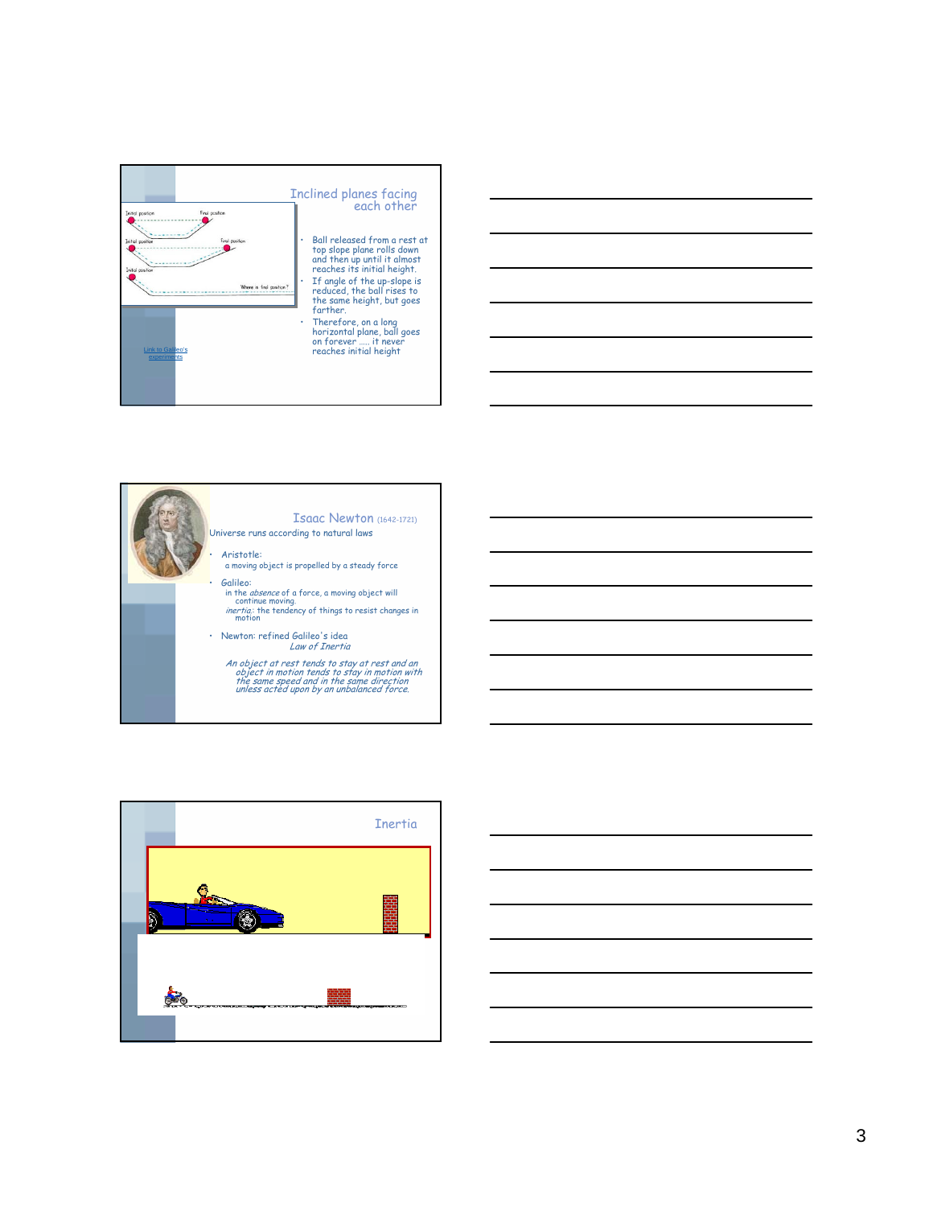## Inclined planes facing each other

- Ball released from a rest at top slope plane rolls down and then up until it almost reaches its initial height.
- If angle of the up-slope is reduced, the ball rises to the same height, but goes farther.
- Therefore, on a long horizontal plane, ball goes on forever ….. it never reaches initial height

Link to Galileo's experiments

## Isaac Newton (1642-1721)

Universe runs according to natural laws

- Aristotle:
  - a moving object is propelled by a steady force
- Galileo:
  - in the *absence* of a force, a moving object will continue moving.
  - *inertia*: the tendency of things to resist changes in motion
- Newton: refined Galileo's idea
  - *Law of Inertia*

*An object at rest tends to stay at rest and an object in motion tends to stay in motion with the same speed and in the same direction unless acted upon by an unbalanced force.*

## Inertia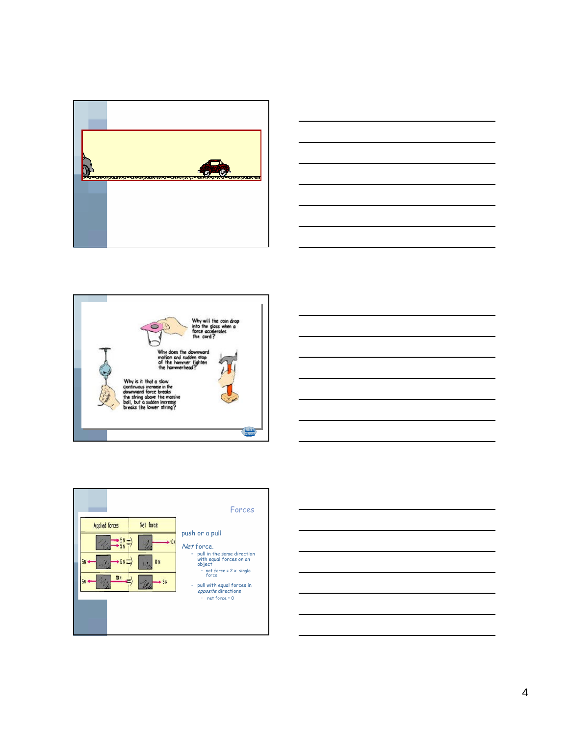Why will the coin drop into the glass when a force accelerates the cord?

Why does the downward motion and sudden stop of the hammer tighten the hammerhead?

Why is it that a slow continuous increase in the downward force breaks the string above the massive ball, but a sudden increase breaks the lower string?

Link to Videos

## Forces

| Applied forces | Net force |
|---|---|
| 5 N, 5 N → | 10 N |
| 5 N ← , → 5 N | 0 N |
| 5 N ← , → 10 N | 5 N |

push or a pull

*Net* force.

- pull in the same direction with equal forces on an object
  - net force = 2 x single force
- pull with equal forces in *opposite* directions
  - net force = 0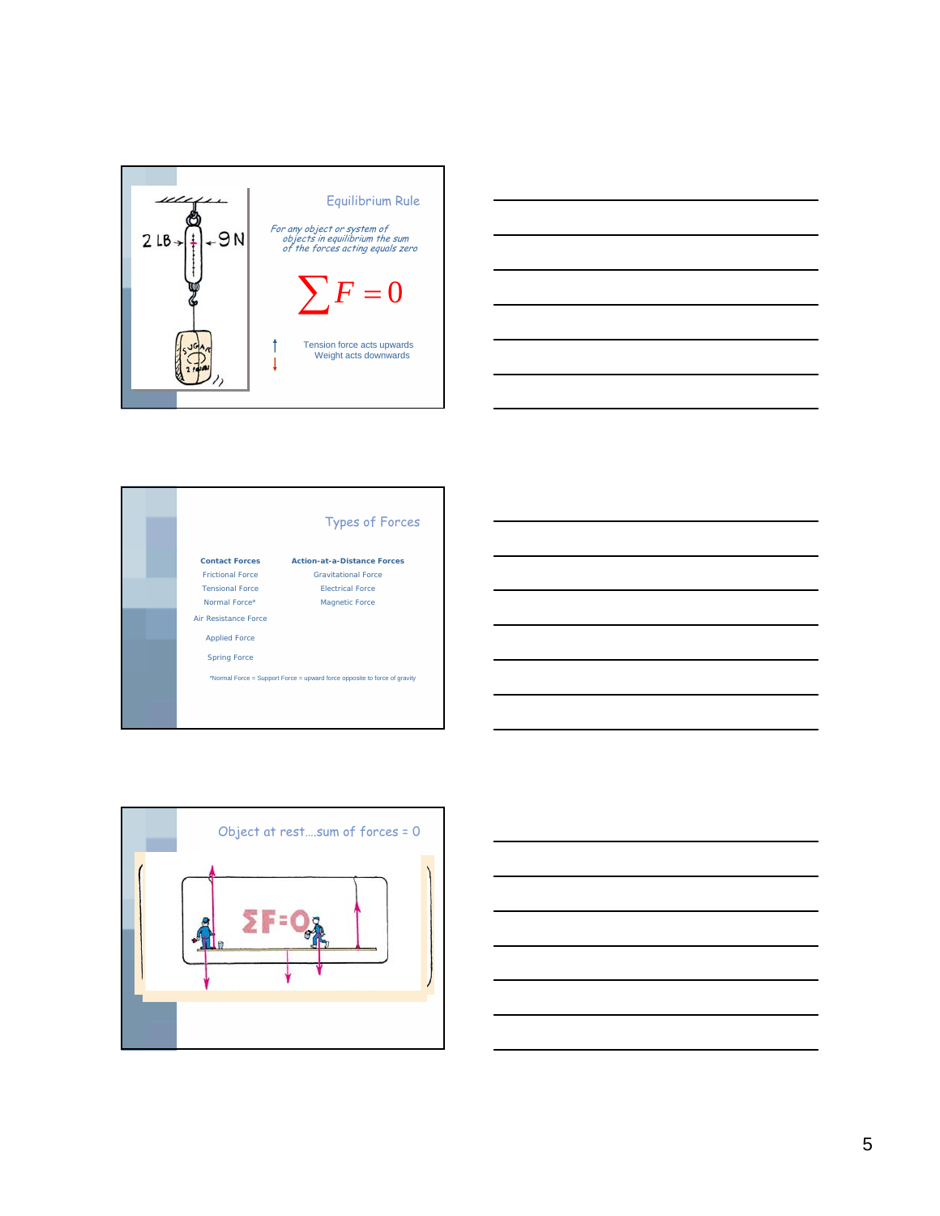## Equilibrium Rule

2 LB → ← 9 N

*For any object or system of objects in equilibrium the sum of the forces acting equals zero*

$$\sum F = 0$$

↑ Tension force acts upwards
↓ Weight acts downwards

## Types of Forces

| Contact Forces | Action-at-a-Distance Forces |
| --- | --- |
| Frictional Force | Gravitational Force |
| Tensional Force | Electrical Force |
| Normal Force* | Magnetic Force |
| Air Resistance Force | |
| Applied Force | |
| Spring Force | |

*Normal Force = Support Force = upward force opposite to force of gravity

## Object at rest....sum of forces = 0

$\Sigma F = 0$